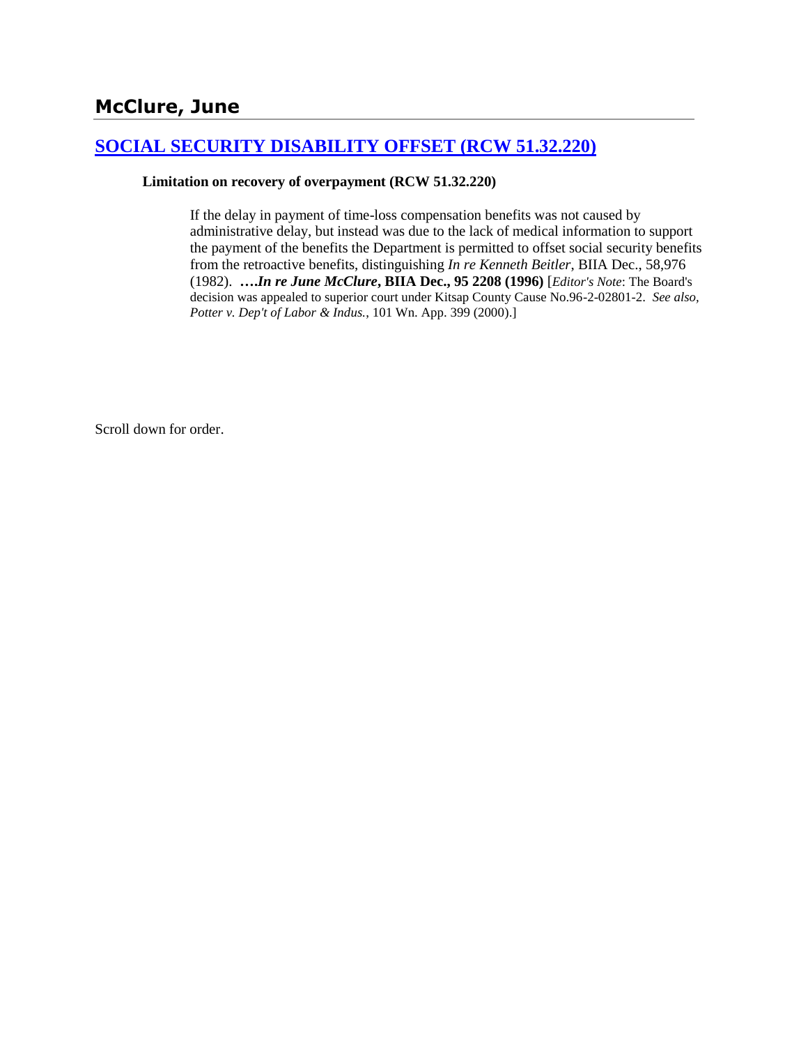## McClure, June

### [SOCIAL SECURITY DISABILITY OFFSET (RCW 51.32.220)]

**Limitation on recovery of overpayment (RCW 51.32.220)**

> If the delay in payment of time-loss compensation benefits was not caused by administrative delay, but instead was due to the lack of medical information to support the payment of the benefits the Department is permitted to offset social security benefits from the retroactive benefits, distinguishing *In re Kenneth Beitler*, BIIA Dec., 58,976 (1982). **….*In re June McClure*, BIIA Dec., 95 2208 (1996)** [*Editor's Note*: The Board's decision was appealed to superior court under Kitsap County Cause No.96-2-02801-2. *See also, Potter v. Dep't of Labor & Indus.*, 101 Wn. App. 399 (2000).]

Scroll down for order.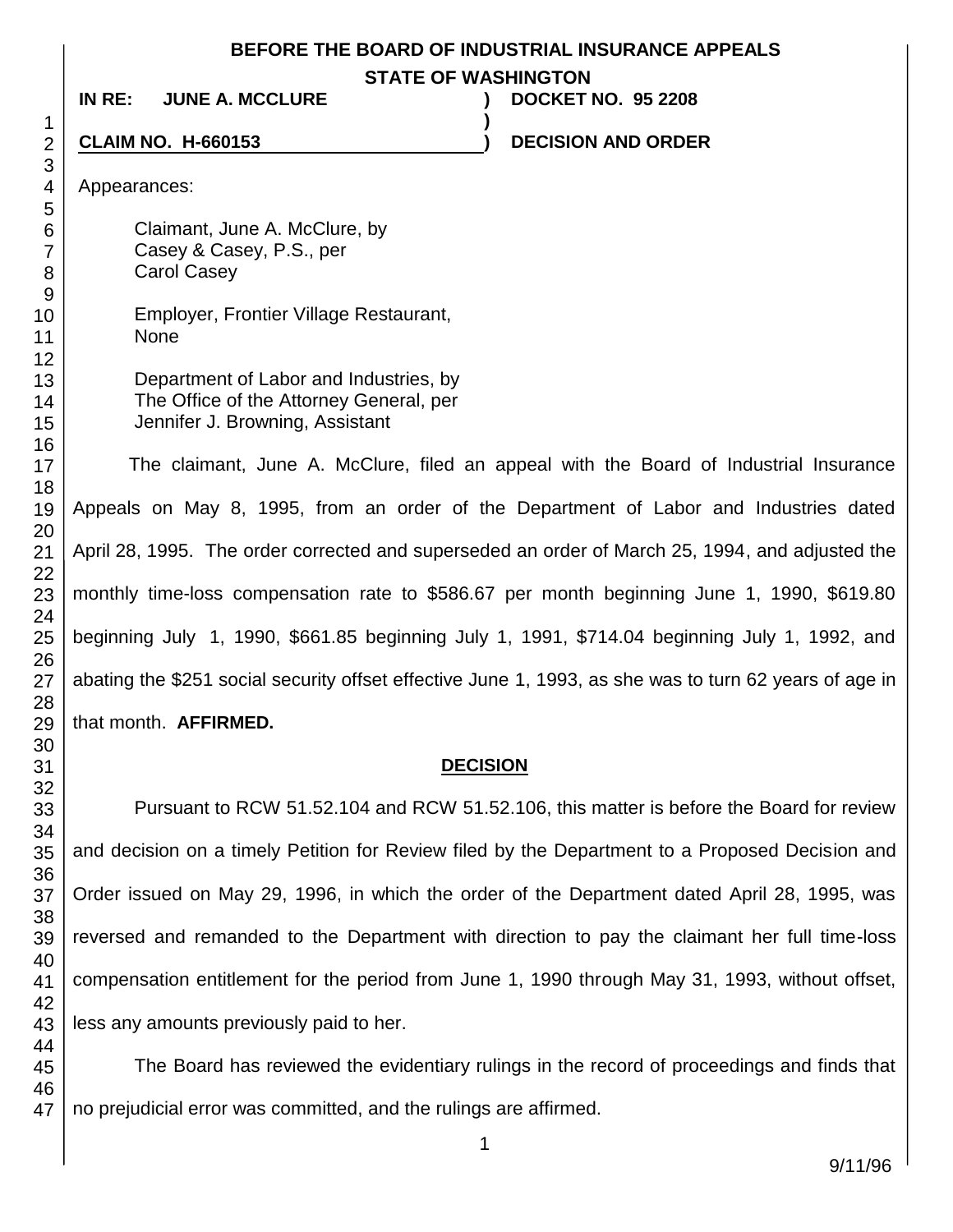**BEFORE THE BOARD OF INDUSTRIAL INSURANCE APPEALS**
**STATE OF WASHINGTON**

**IN RE: JUNE A. MCCLURE ) DOCKET NO. 95 2208**
**)**
**CLAIM NO. H-660153 ) DECISION AND ORDER**

Appearances:

Claimant, June A. McClure, by
Casey & Casey, P.S., per
Carol Casey

Employer, Frontier Village Restaurant,
None

Department of Labor and Industries, by
The Office of the Attorney General, per
Jennifer J. Browning, Assistant

The claimant, June A. McClure, filed an appeal with the Board of Industrial Insurance Appeals on May 8, 1995, from an order of the Department of Labor and Industries dated April 28, 1995. The order corrected and superseded an order of March 25, 1994, and adjusted the monthly time-loss compensation rate to $586.67 per month beginning June 1, 1990, $619.80 beginning July 1, 1990, $661.85 beginning July 1, 1991, $714.04 beginning July 1, 1992, and abating the $251 social security offset effective June 1, 1993, as she was to turn 62 years of age in that month. **AFFIRMED.**

## DECISION

Pursuant to RCW 51.52.104 and RCW 51.52.106, this matter is before the Board for review and decision on a timely Petition for Review filed by the Department to a Proposed Decision and Order issued on May 29, 1996, in which the order of the Department dated April 28, 1995, was reversed and remanded to the Department with direction to pay the claimant her full time-loss compensation entitlement for the period from June 1, 1990 through May 31, 1993, without offset, less any amounts previously paid to her.

The Board has reviewed the evidentiary rulings in the record of proceedings and finds that no prejudicial error was committed, and the rulings are affirmed.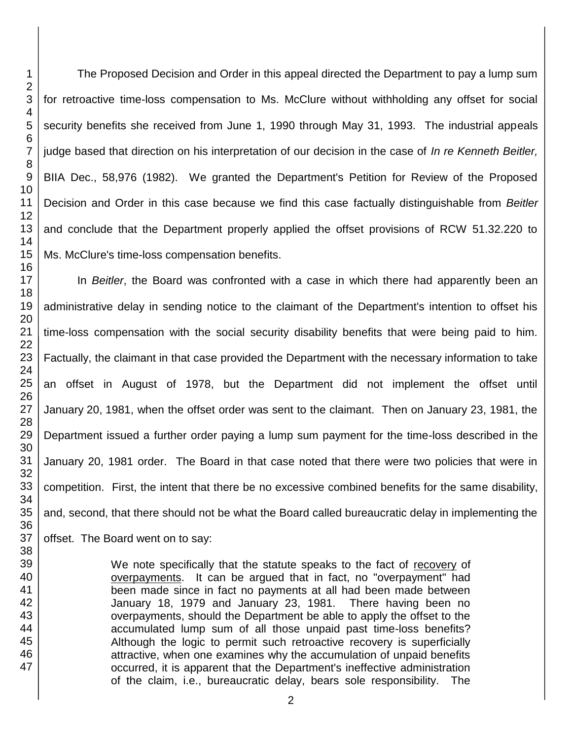The Proposed Decision and Order in this appeal directed the Department to pay a lump sum for retroactive time-loss compensation to Ms. McClure without withholding any offset for social security benefits she received from June 1, 1990 through May 31, 1993. The industrial appeals judge based that direction on his interpretation of our decision in the case of *In re Kenneth Beitler,* BIIA Dec., 58,976 (1982). We granted the Department's Petition for Review of the Proposed Decision and Order in this case because we find this case factually distinguishable from *Beitler* and conclude that the Department properly applied the offset provisions of RCW 51.32.220 to Ms. McClure's time-loss compensation benefits.

In *Beitler*, the Board was confronted with a case in which there had apparently been an administrative delay in sending notice to the claimant of the Department's intention to offset his time-loss compensation with the social security disability benefits that were being paid to him. Factually, the claimant in that case provided the Department with the necessary information to take an offset in August of 1978, but the Department did not implement the offset until January 20, 1981, when the offset order was sent to the claimant. Then on January 23, 1981, the Department issued a further order paying a lump sum payment for the time-loss described in the January 20, 1981 order. The Board in that case noted that there were two policies that were in competition. First, the intent that there be no excessive combined benefits for the same disability, and, second, that there should not be what the Board called bureaucratic delay in implementing the offset. The Board went on to say:

> We note specifically that the statute speaks to the fact of <u>recovery</u> of <u>overpayments</u>. It can be argued that in fact, no "overpayment" had been made since in fact no payments at all had been made between January 18, 1979 and January 23, 1981. There having been no overpayments, should the Department be able to apply the offset to the accumulated lump sum of all those unpaid past time-loss benefits? Although the logic to permit such retroactive recovery is superficially attractive, when one examines why the accumulation of unpaid benefits occurred, it is apparent that the Department's ineffective administration of the claim, i.e., bureaucratic delay, bears sole responsibility. The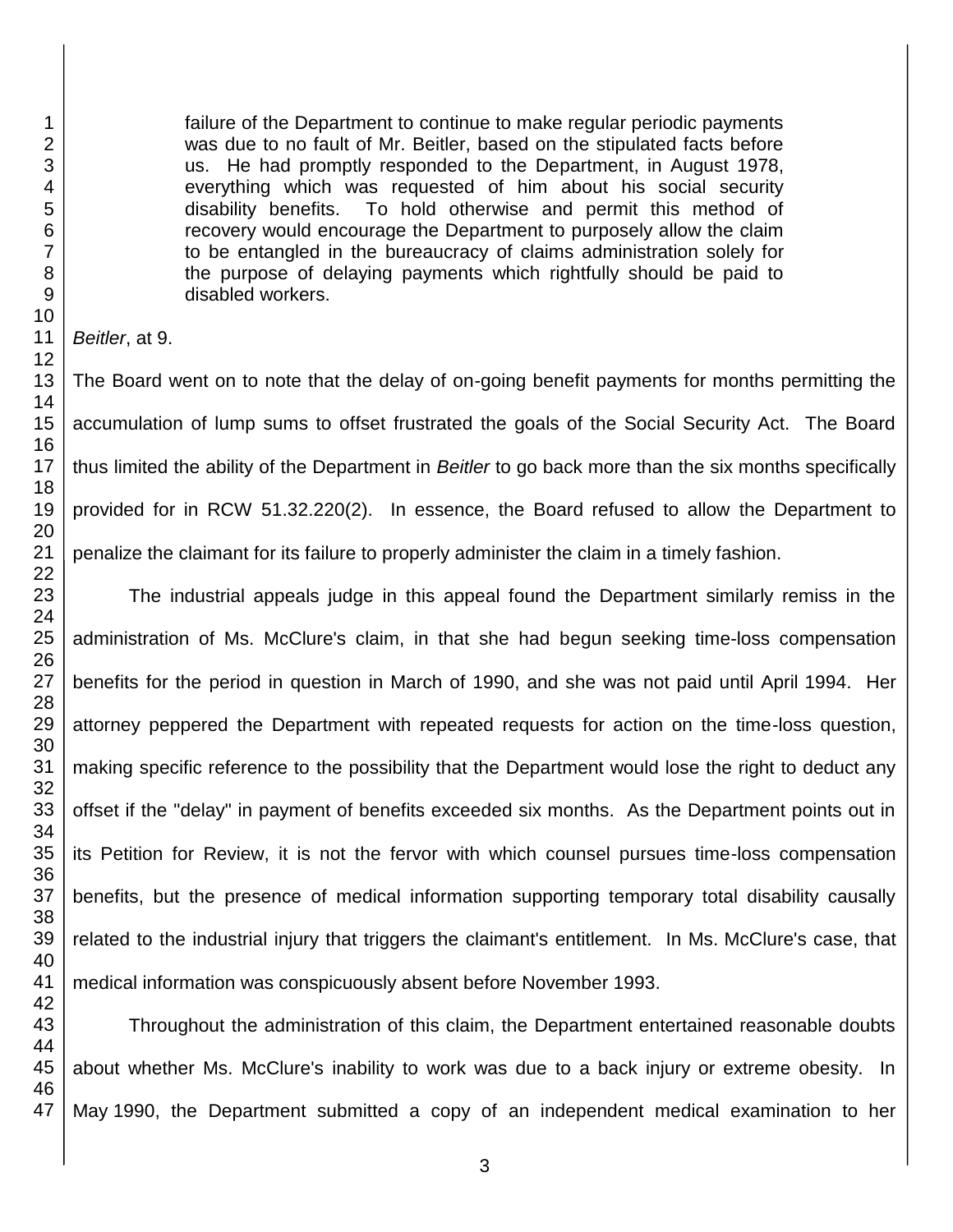> failure of the Department to continue to make regular periodic payments was due to no fault of Mr. Beitler, based on the stipulated facts before us. He had promptly responded to the Department, in August 1978, everything which was requested of him about his social security disability benefits. To hold otherwise and permit this method of recovery would encourage the Department to purposely allow the claim to be entangled in the bureaucracy of claims administration solely for the purpose of delaying payments which rightfully should be paid to disabled workers.

*Beitler*, at 9.

The Board went on to note that the delay of on-going benefit payments for months permitting the accumulation of lump sums to offset frustrated the goals of the Social Security Act. The Board thus limited the ability of the Department in *Beitler* to go back more than the six months specifically provided for in RCW 51.32.220(2). In essence, the Board refused to allow the Department to penalize the claimant for its failure to properly administer the claim in a timely fashion.

The industrial appeals judge in this appeal found the Department similarly remiss in the administration of Ms. McClure's claim, in that she had begun seeking time-loss compensation benefits for the period in question in March of 1990, and she was not paid until April 1994. Her attorney peppered the Department with repeated requests for action on the time-loss question, making specific reference to the possibility that the Department would lose the right to deduct any offset if the "delay" in payment of benefits exceeded six months. As the Department points out in its Petition for Review, it is not the fervor with which counsel pursues time-loss compensation benefits, but the presence of medical information supporting temporary total disability causally related to the industrial injury that triggers the claimant's entitlement. In Ms. McClure's case, that medical information was conspicuously absent before November 1993.

Throughout the administration of this claim, the Department entertained reasonable doubts about whether Ms. McClure's inability to work was due to a back injury or extreme obesity. In May 1990, the Department submitted a copy of an independent medical examination to her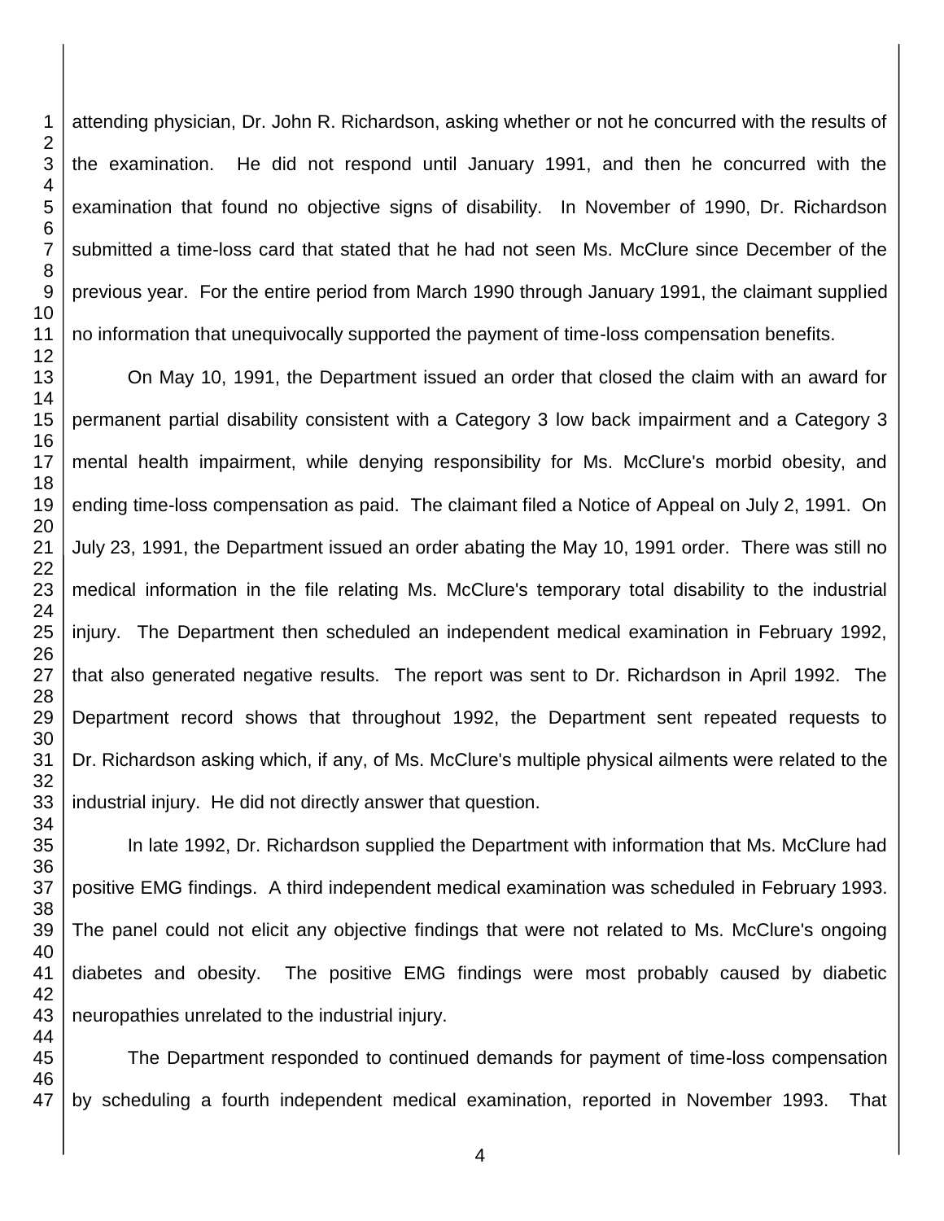attending physician, Dr. John R. Richardson, asking whether or not he concurred with the results of the examination. He did not respond until January 1991, and then he concurred with the examination that found no objective signs of disability. In November of 1990, Dr. Richardson submitted a time-loss card that stated that he had not seen Ms. McClure since December of the previous year. For the entire period from March 1990 through January 1991, the claimant supplied no information that unequivocally supported the payment of time-loss compensation benefits.

On May 10, 1991, the Department issued an order that closed the claim with an award for permanent partial disability consistent with a Category 3 low back impairment and a Category 3 mental health impairment, while denying responsibility for Ms. McClure's morbid obesity, and ending time-loss compensation as paid. The claimant filed a Notice of Appeal on July 2, 1991. On July 23, 1991, the Department issued an order abating the May 10, 1991 order. There was still no medical information in the file relating Ms. McClure's temporary total disability to the industrial injury. The Department then scheduled an independent medical examination in February 1992, that also generated negative results. The report was sent to Dr. Richardson in April 1992. The Department record shows that throughout 1992, the Department sent repeated requests to Dr. Richardson asking which, if any, of Ms. McClure's multiple physical ailments were related to the industrial injury. He did not directly answer that question.

In late 1992, Dr. Richardson supplied the Department with information that Ms. McClure had positive EMG findings. A third independent medical examination was scheduled in February 1993. The panel could not elicit any objective findings that were not related to Ms. McClure's ongoing diabetes and obesity. The positive EMG findings were most probably caused by diabetic neuropathies unrelated to the industrial injury.

The Department responded to continued demands for payment of time-loss compensation by scheduling a fourth independent medical examination, reported in November 1993. That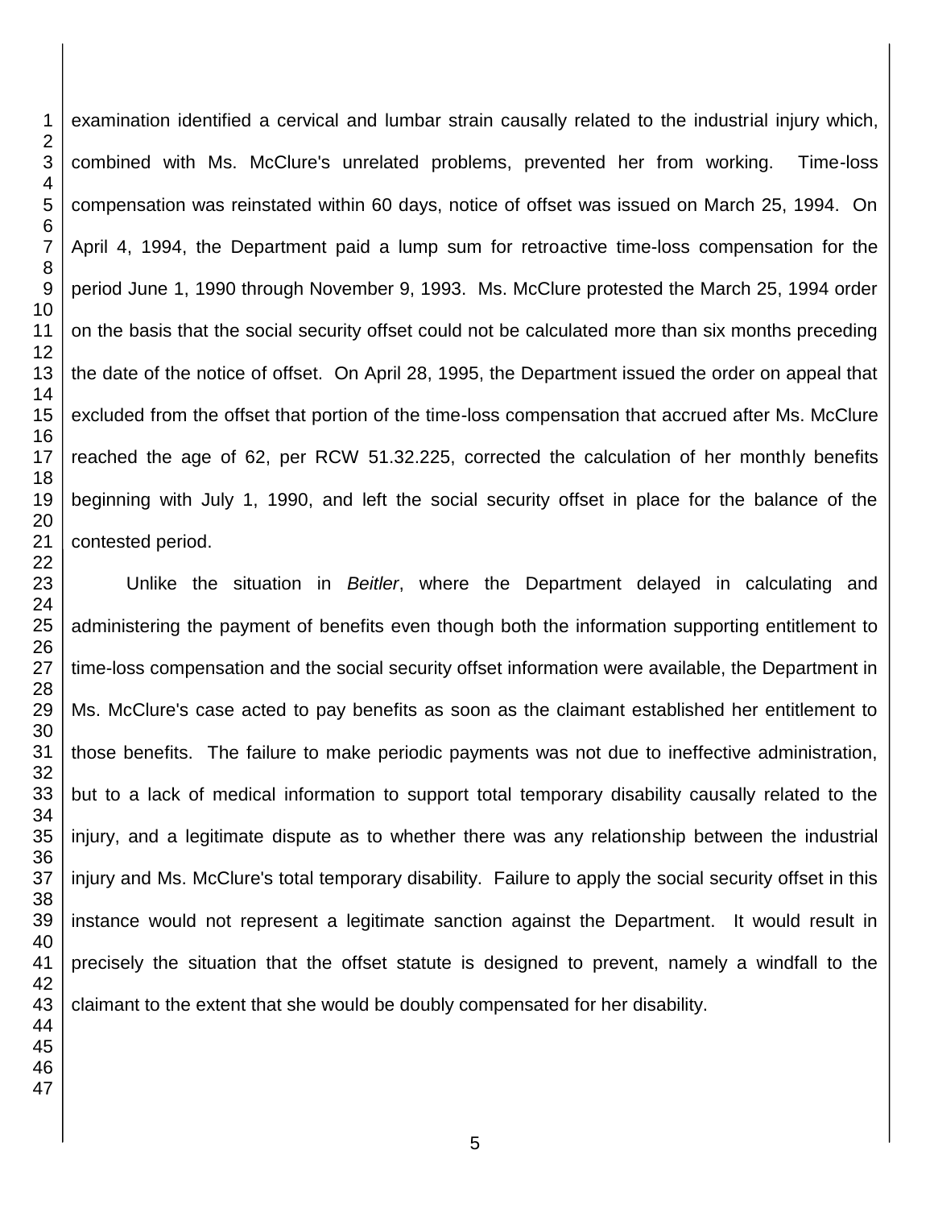examination identified a cervical and lumbar strain causally related to the industrial injury which, combined with Ms. McClure's unrelated problems, prevented her from working. Time-loss compensation was reinstated within 60 days, notice of offset was issued on March 25, 1994. On April 4, 1994, the Department paid a lump sum for retroactive time-loss compensation for the period June 1, 1990 through November 9, 1993. Ms. McClure protested the March 25, 1994 order on the basis that the social security offset could not be calculated more than six months preceding the date of the notice of offset. On April 28, 1995, the Department issued the order on appeal that excluded from the offset that portion of the time-loss compensation that accrued after Ms. McClure reached the age of 62, per RCW 51.32.225, corrected the calculation of her monthly benefits beginning with July 1, 1990, and left the social security offset in place for the balance of the contested period.

Unlike the situation in *Beitler*, where the Department delayed in calculating and administering the payment of benefits even though both the information supporting entitlement to time-loss compensation and the social security offset information were available, the Department in Ms. McClure's case acted to pay benefits as soon as the claimant established her entitlement to those benefits. The failure to make periodic payments was not due to ineffective administration, but to a lack of medical information to support total temporary disability causally related to the injury, and a legitimate dispute as to whether there was any relationship between the industrial injury and Ms. McClure's total temporary disability. Failure to apply the social security offset in this instance would not represent a legitimate sanction against the Department. It would result in precisely the situation that the offset statute is designed to prevent, namely a windfall to the claimant to the extent that she would be doubly compensated for her disability.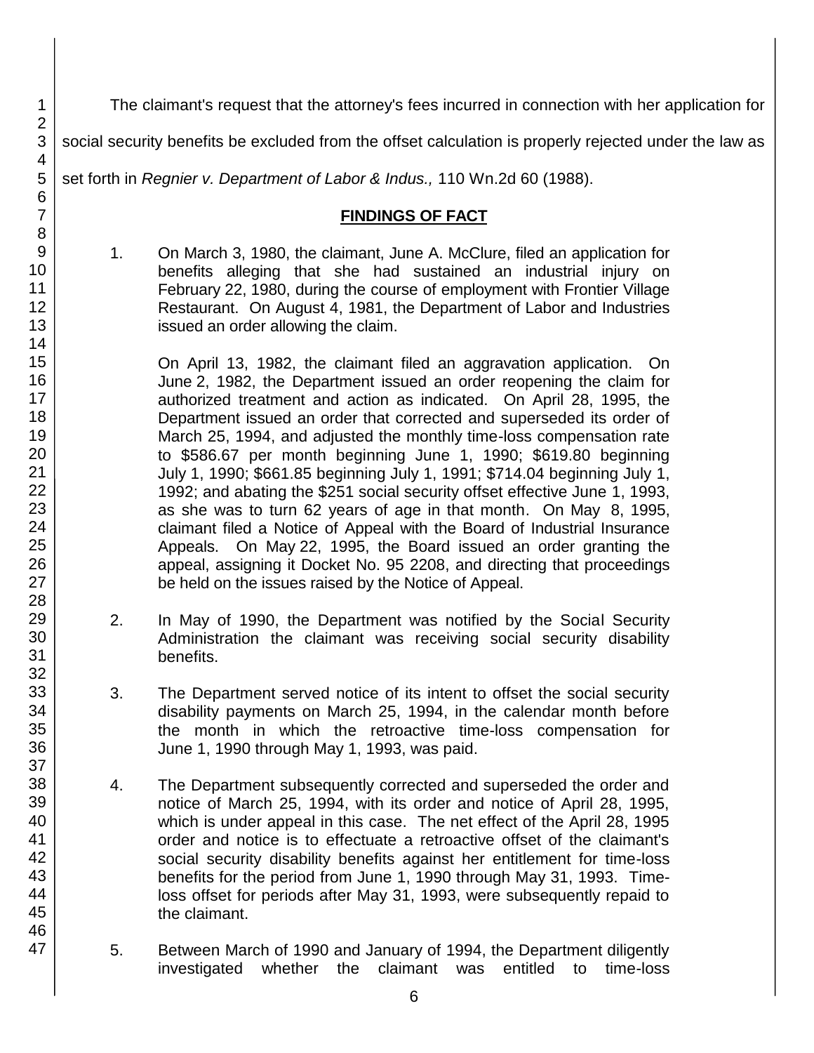The claimant's request that the attorney's fees incurred in connection with her application for social security benefits be excluded from the offset calculation is properly rejected under the law as set forth in *Regnier v. Department of Labor & Indus.,* 110 Wn.2d 60 (1988).

## FINDINGS OF FACT

1. On March 3, 1980, the claimant, June A. McClure, filed an application for benefits alleging that she had sustained an industrial injury on February 22, 1980, during the course of employment with Frontier Village Restaurant. On August 4, 1981, the Department of Labor and Industries issued an order allowing the claim.

   On April 13, 1982, the claimant filed an aggravation application. On June 2, 1982, the Department issued an order reopening the claim for authorized treatment and action as indicated. On April 28, 1995, the Department issued an order that corrected and superseded its order of March 25, 1994, and adjusted the monthly time-loss compensation rate to $586.67 per month beginning June 1, 1990; $619.80 beginning July 1, 1990; $661.85 beginning July 1, 1991; $714.04 beginning July 1, 1992; and abating the $251 social security offset effective June 1, 1993, as she was to turn 62 years of age in that month. On May 8, 1995, claimant filed a Notice of Appeal with the Board of Industrial Insurance Appeals. On May 22, 1995, the Board issued an order granting the appeal, assigning it Docket No. 95 2208, and directing that proceedings be held on the issues raised by the Notice of Appeal.

2. In May of 1990, the Department was notified by the Social Security Administration the claimant was receiving social security disability benefits.

3. The Department served notice of its intent to offset the social security disability payments on March 25, 1994, in the calendar month before the month in which the retroactive time-loss compensation for June 1, 1990 through May 1, 1993, was paid.

4. The Department subsequently corrected and superseded the order and notice of March 25, 1994, with its order and notice of April 28, 1995, which is under appeal in this case. The net effect of the April 28, 1995 order and notice is to effectuate a retroactive offset of the claimant's social security disability benefits against her entitlement for time-loss benefits for the period from June 1, 1990 through May 31, 1993. Time-loss offset for periods after May 31, 1993, were subsequently repaid to the claimant.

5. Between March of 1990 and January of 1994, the Department diligently investigated whether the claimant was entitled to time-loss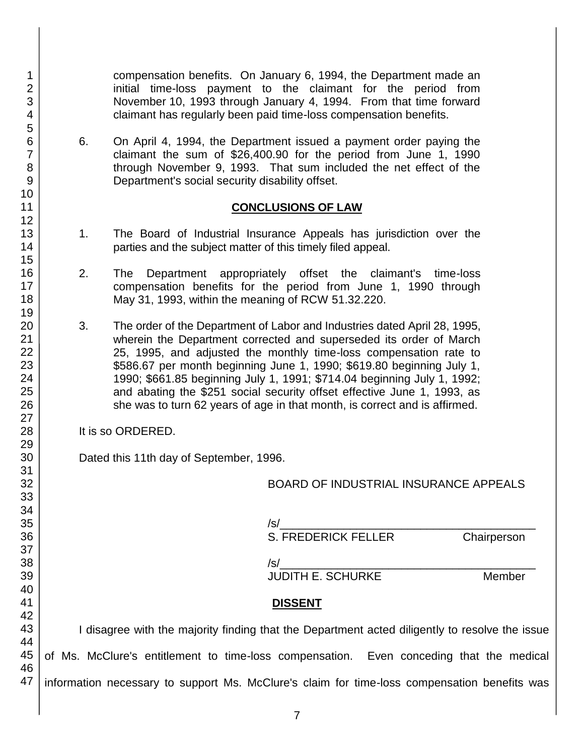compensation benefits. On January 6, 1994, the Department made an initial time-loss payment to the claimant for the period from November 10, 1993 through January 4, 1994. From that time forward claimant has regularly been paid time-loss compensation benefits.

6. On April 4, 1994, the Department issued a payment order paying the claimant the sum of $26,400.90 for the period from June 1, 1990 through November 9, 1993. That sum included the net effect of the Department's social security disability offset.

## CONCLUSIONS OF LAW

1. The Board of Industrial Insurance Appeals has jurisdiction over the parties and the subject matter of this timely filed appeal.

2. The Department appropriately offset the claimant's time-loss compensation benefits for the period from June 1, 1990 through May 31, 1993, within the meaning of RCW 51.32.220.

3. The order of the Department of Labor and Industries dated April 28, 1995, wherein the Department corrected and superseded its order of March 25, 1995, and adjusted the monthly time-loss compensation rate to $586.67 per month beginning June 1, 1990; $619.80 beginning July 1, 1990; $661.85 beginning July 1, 1991; $714.04 beginning July 1, 1992; and abating the $251 social security offset effective June 1, 1993, as she was to turn 62 years of age in that month, is correct and is affirmed.

It is so ORDERED.

Dated this 11th day of September, 1996.

BOARD OF INDUSTRIAL INSURANCE APPEALS

/s/\_\_\_\_\_\_\_\_\_\_\_\_\_\_\_\_\_\_\_\_\_\_\_\_\_\_\_\_\_\_\_\_\_\_\_\_\_\_\_\_
S. FREDERICK FELLER Chairperson

/s/\_\_\_\_\_\_\_\_\_\_\_\_\_\_\_\_\_\_\_\_\_\_\_\_\_\_\_\_\_\_\_\_\_\_\_\_\_\_\_\_
JUDITH E. SCHURKE Member

## DISSENT

I disagree with the majority finding that the Department acted diligently to resolve the issue of Ms. McClure's entitlement to time-loss compensation. Even conceding that the medical information necessary to support Ms. McClure's claim for time-loss compensation benefits was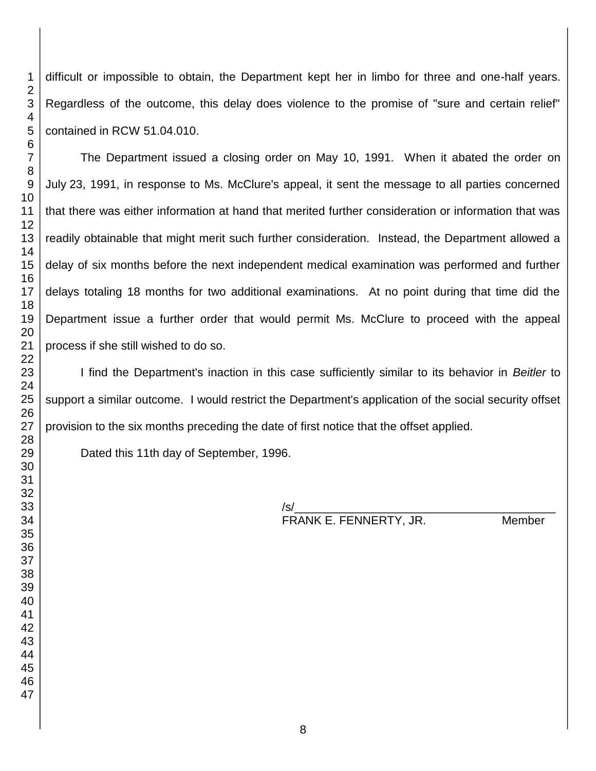difficult or impossible to obtain, the Department kept her in limbo for three and one-half years. Regardless of the outcome, this delay does violence to the promise of "sure and certain relief" contained in RCW 51.04.010.

The Department issued a closing order on May 10, 1991. When it abated the order on July 23, 1991, in response to Ms. McClure's appeal, it sent the message to all parties concerned that there was either information at hand that merited further consideration or information that was readily obtainable that might merit such further consideration. Instead, the Department allowed a delay of six months before the next independent medical examination was performed and further delays totaling 18 months for two additional examinations. At no point during that time did the Department issue a further order that would permit Ms. McClure to proceed with the appeal process if she still wished to do so.

I find the Department's inaction in this case sufficiently similar to its behavior in *Beitler* to support a similar outcome. I would restrict the Department's application of the social security offset provision to the six months preceding the date of first notice that the offset applied.

Dated this 11th day of September, 1996.

/s/________________________________________
FRANK E. FENNERTY, JR. Member